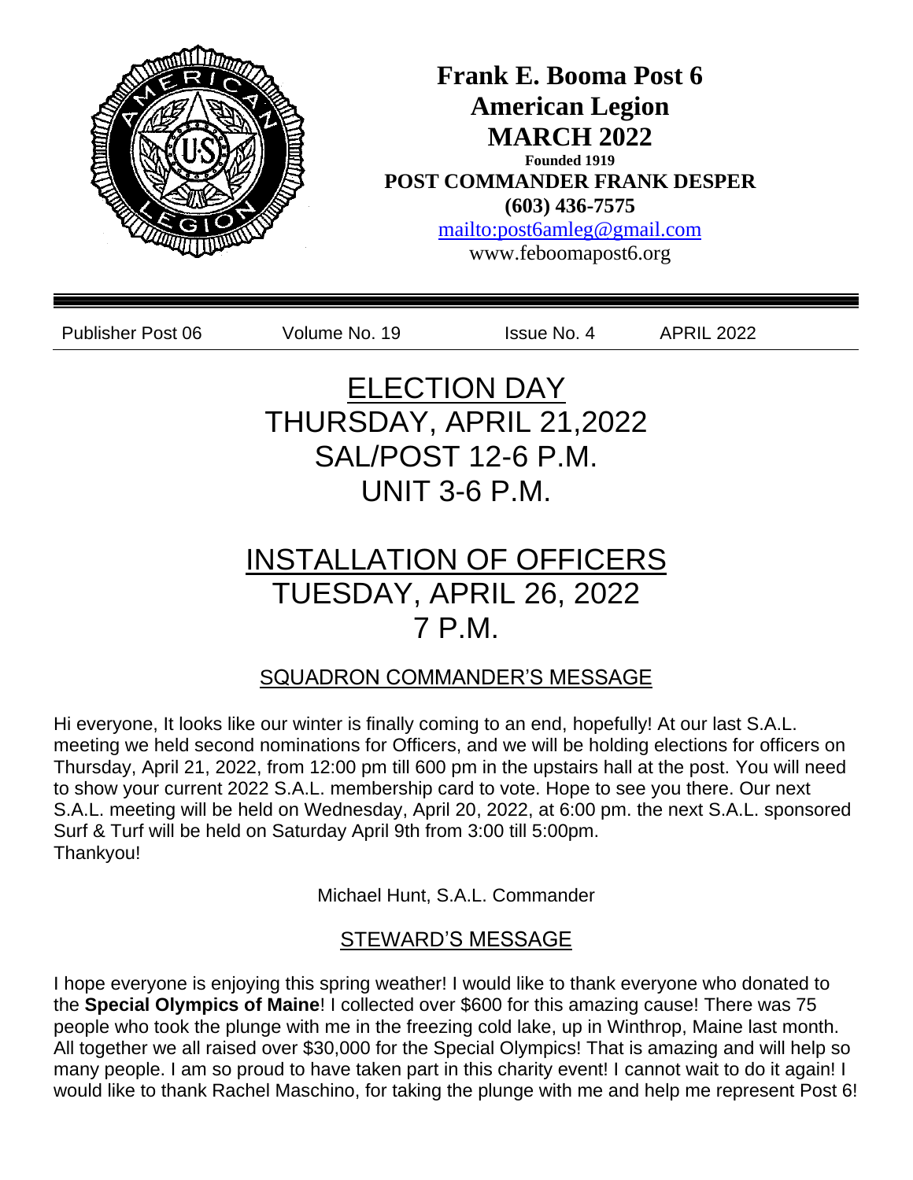# Frank E. Booma Post 6
# American Legion
# MARCH 2022

**Founded 1919**

**POST COMMANDER FRANK DESPER**

**(603) 436-7575**

[mailto:post6amleg@gmail.com](mailto:post6amleg@gmail.com)

www.feboomapost6.org

---

Publisher Post 06 | Volume No. 19 | Issue No. 4 | APRIL 2022

---

## ELECTION DAY
## THURSDAY, APRIL 21,2022
## SAL/POST 12-6 P.M.
## UNIT 3-6 P.M.

## INSTALLATION OF OFFICERS
## TUESDAY, APRIL 26, 2022
## 7 P.M.

### SQUADRON COMMANDER'S MESSAGE

Hi everyone, It looks like our winter is finally coming to an end, hopefully! At our last S.A.L. meeting we held second nominations for Officers, and we will be holding elections for officers on Thursday, April 21, 2022, from 12:00 pm till 600 pm in the upstairs hall at the post. You will need to show your current 2022 S.A.L. membership card to vote. Hope to see you there. Our next S.A.L. meeting will be held on Wednesday, April 20, 2022, at 6:00 pm. the next S.A.L. sponsored Surf & Turf will be held on Saturday April 9th from 3:00 till 5:00pm.
Thankyou!

Michael Hunt, S.A.L. Commander

### STEWARD'S MESSAGE

I hope everyone is enjoying this spring weather! I would like to thank everyone who donated to the **Special Olympics of Maine**! I collected over $600 for this amazing cause! There was 75 people who took the plunge with me in the freezing cold lake, up in Winthrop, Maine last month. All together we all raised over $30,000 for the Special Olympics! That is amazing and will help so many people. I am so proud to have taken part in this charity event! I cannot wait to do it again! I would like to thank Rachel Maschino, for taking the plunge with me and help me represent Post 6!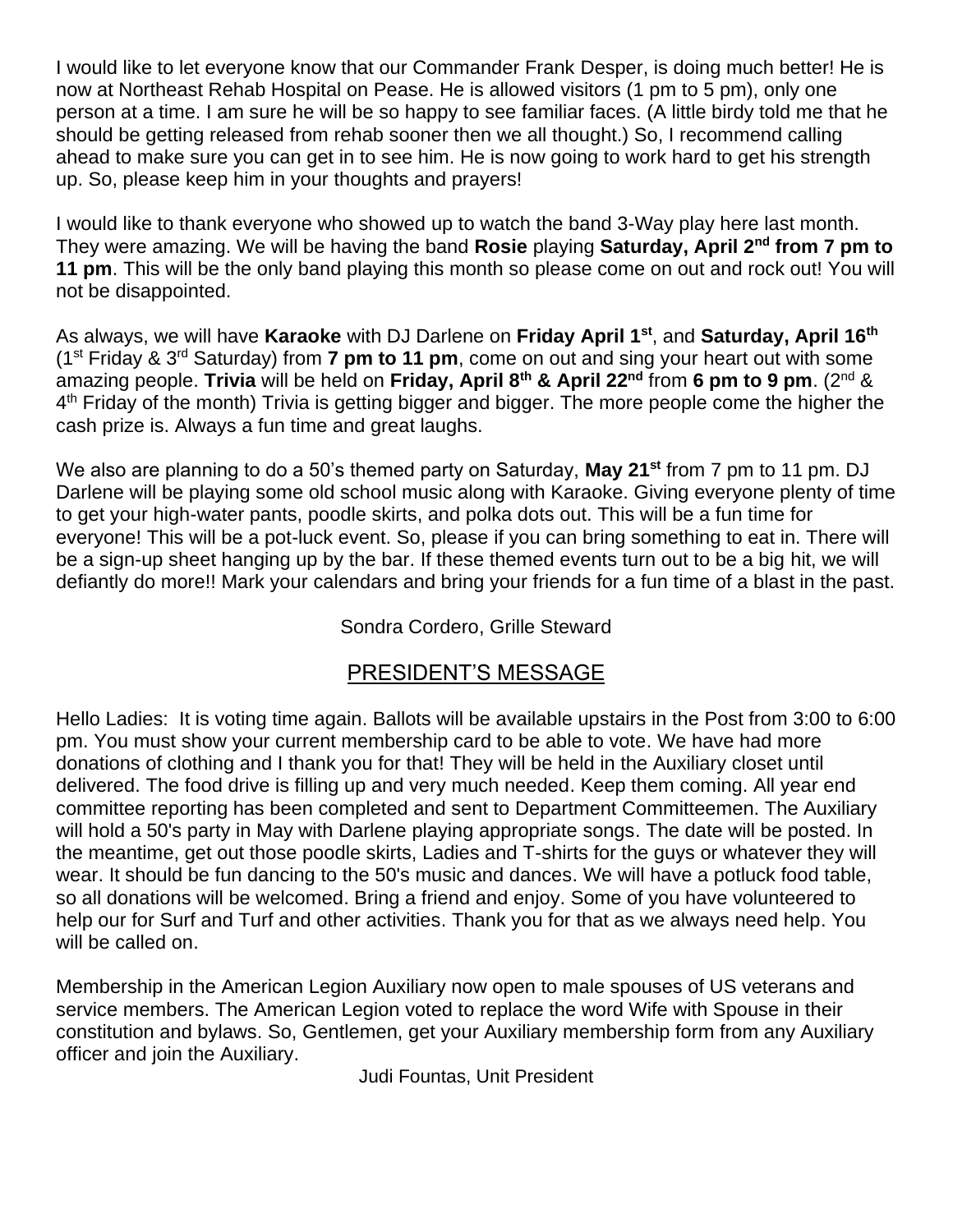I would like to let everyone know that our Commander Frank Desper, is doing much better! He is now at Northeast Rehab Hospital on Pease. He is allowed visitors (1 pm to 5 pm), only one person at a time. I am sure he will be so happy to see familiar faces. (A little birdy told me that he should be getting released from rehab sooner then we all thought.) So, I recommend calling ahead to make sure you can get in to see him. He is now going to work hard to get his strength up. So, please keep him in your thoughts and prayers!

I would like to thank everyone who showed up to watch the band 3-Way play here last month. They were amazing. We will be having the band **Rosie** playing **Saturday, April 2nd from 7 pm to 11 pm**. This will be the only band playing this month so please come on out and rock out! You will not be disappointed.

As always, we will have **Karaoke** with DJ Darlene on **Friday April 1st**, and **Saturday, April 16th** (1st Friday & 3rd Saturday) from **7 pm to 11 pm**, come on out and sing your heart out with some amazing people. **Trivia** will be held on **Friday, April 8th & April 22nd** from **6 pm to 9 pm**. (2nd & 4th Friday of the month) Trivia is getting bigger and bigger. The more people come the higher the cash prize is. Always a fun time and great laughs.

We also are planning to do a 50's themed party on Saturday, **May 21st** from 7 pm to 11 pm. DJ Darlene will be playing some old school music along with Karaoke. Giving everyone plenty of time to get your high-water pants, poodle skirts, and polka dots out. This will be a fun time for everyone! This will be a pot-luck event. So, please if you can bring something to eat in. There will be a sign-up sheet hanging up by the bar. If these themed events turn out to be a big hit, we will defiantly do more!! Mark your calendars and bring your friends for a fun time of a blast in the past.

Sondra Cordero, Grille Steward

## PRESIDENT'S MESSAGE

Hello Ladies: It is voting time again. Ballots will be available upstairs in the Post from 3:00 to 6:00 pm. You must show your current membership card to be able to vote. We have had more donations of clothing and I thank you for that! They will be held in the Auxiliary closet until delivered. The food drive is filling up and very much needed. Keep them coming. All year end committee reporting has been completed and sent to Department Committeemen. The Auxiliary will hold a 50's party in May with Darlene playing appropriate songs. The date will be posted. In the meantime, get out those poodle skirts, Ladies and T-shirts for the guys or whatever they will wear. It should be fun dancing to the 50's music and dances. We will have a potluck food table, so all donations will be welcomed. Bring a friend and enjoy. Some of you have volunteered to help our for Surf and Turf and other activities. Thank you for that as we always need help. You will be called on.

Membership in the American Legion Auxiliary now open to male spouses of US veterans and service members. The American Legion voted to replace the word Wife with Spouse in their constitution and bylaws. So, Gentlemen, get your Auxiliary membership form from any Auxiliary officer and join the Auxiliary.

Judi Fountas, Unit President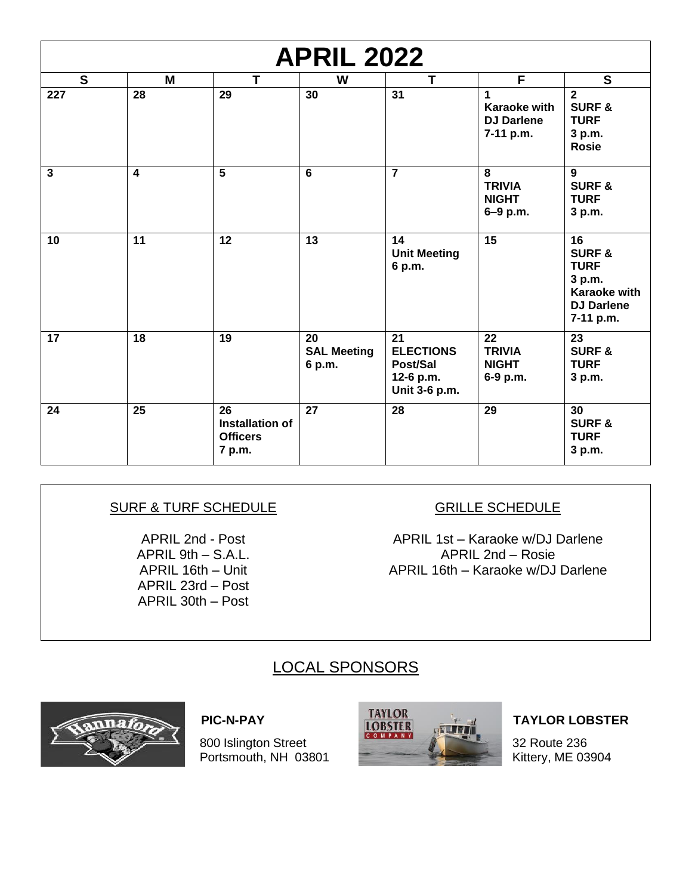# APRIL 2022

| S | M | T | W | T | F | S |
|---|---|---|---|---|---|---|
| 227 | 28 | 29 | 30 | 31 | 1 **Karaoke with DJ Darlene 7-11 p.m.** | 2 **SURF & TURF 3 p.m. Rosie** |
| 3 | 4 | 5 | 6 | 7 | 8 **TRIVIA NIGHT 6–9 p.m.** | 9 **SURF & TURF 3 p.m.** |
| 10 | 11 | 12 | 13 | 14 **Unit Meeting 6 p.m.** | 15 | 16 **SURF & TURF 3 p.m. Karaoke with DJ Darlene 7-11 p.m.** |
| 17 | 18 | 19 | 20 **SAL Meeting 6 p.m.** | 21 **ELECTIONS Post/Sal 12-6 p.m. Unit 3-6 p.m.** | 22 **TRIVIA NIGHT 6-9 p.m.** | 23 **SURF & TURF 3 p.m.** |
| 24 | 25 | 26 **Installation of Officers 7 p.m.** | 27 | 28 | 29 | 30 **SURF & TURF 3 p.m.** |

SURF & TURF SCHEDULE

APRIL 2nd - Post
APRIL 9th – S.A.L.
APRIL 16th – Unit
APRIL 23rd – Post
APRIL 30th – Post

GRILLE SCHEDULE

APRIL 1st – Karaoke w/DJ Darlene
APRIL 2nd – Rosie
APRIL 16th – Karaoke w/DJ Darlene

## LOCAL SPONSORS

**PIC-N-PAY**
800 Islington Street
Portsmouth, NH 03801

**TAYLOR LOBSTER**
32 Route 236
Kittery, ME 03904